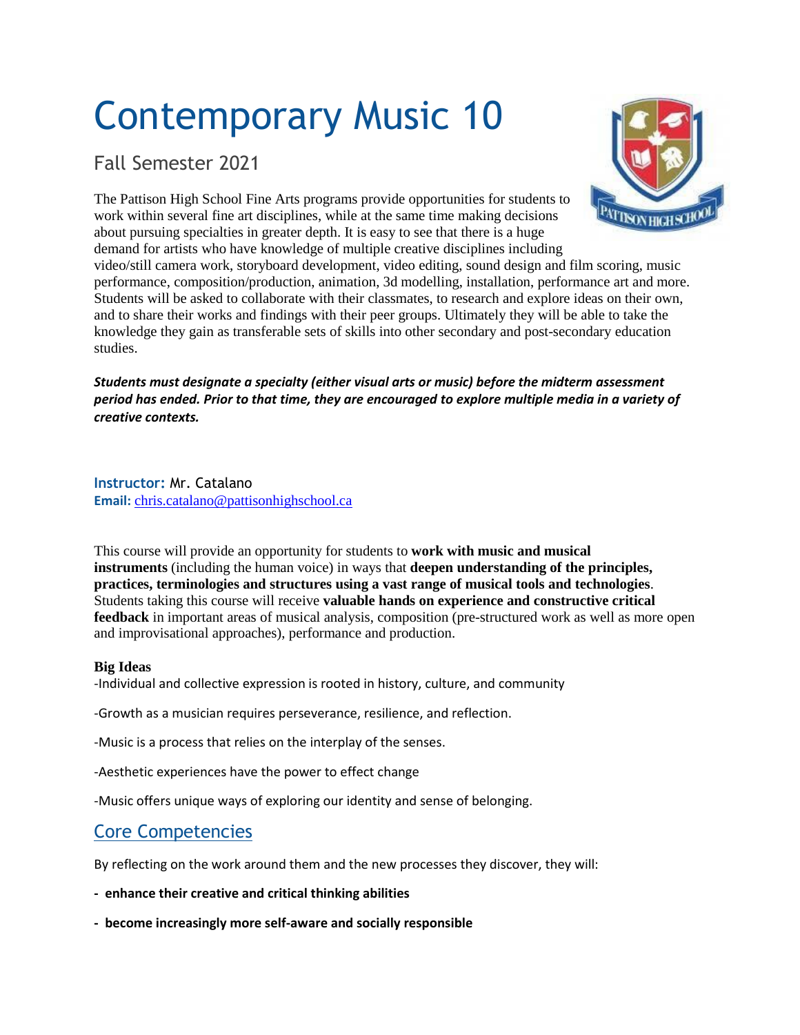# Contemporary Music 10

## Fall Semester 2021

The Pattison High School Fine Arts programs provide opportunities for students to work within several fine art disciplines, while at the same time making decisions about pursuing specialties in greater depth. It is easy to see that there is a huge demand for artists who have knowledge of multiple creative disciplines including video/still camera work, storyboard development, video editing, sound design and film scoring, music performance, composition/production, animation, 3d modelling, installation, performance art and more. Students will be asked to collaborate with their classmates, to research and explore ideas on their own, and to share their works and findings with their peer groups. Ultimately they will be able to take the knowledge they gain as transferable sets of skills into other secondary and post-secondary education studies.

***Students must designate a specialty (either visual arts or music) before the midterm assessment period has ended. Prior to that time, they are encouraged to explore multiple media in a variety of creative contexts.***

**Instructor:** Mr. Catalano
**Email:** chris.catalano@pattisonhighschool.ca

This course will provide an opportunity for students to **work with music and musical instruments** (including the human voice) in ways that **deepen understanding of the principles, practices, terminologies and structures using a vast range of musical tools and technologies**. Students taking this course will receive **valuable hands on experience and constructive critical feedback** in important areas of musical analysis, composition (pre-structured work as well as more open and improvisational approaches), performance and production.

**Big Ideas**

-Individual and collective expression is rooted in history, culture, and community

-Growth as a musician requires perseverance, resilience, and reflection.

-Music is a process that relies on the interplay of the senses.

-Aesthetic experiences have the power to effect change

-Music offers unique ways of exploring our identity and sense of belonging.

## Core Competencies

By reflecting on the work around them and the new processes they discover, they will:

- **enhance their creative and critical thinking abilities**
- **become increasingly more self-aware and socially responsible**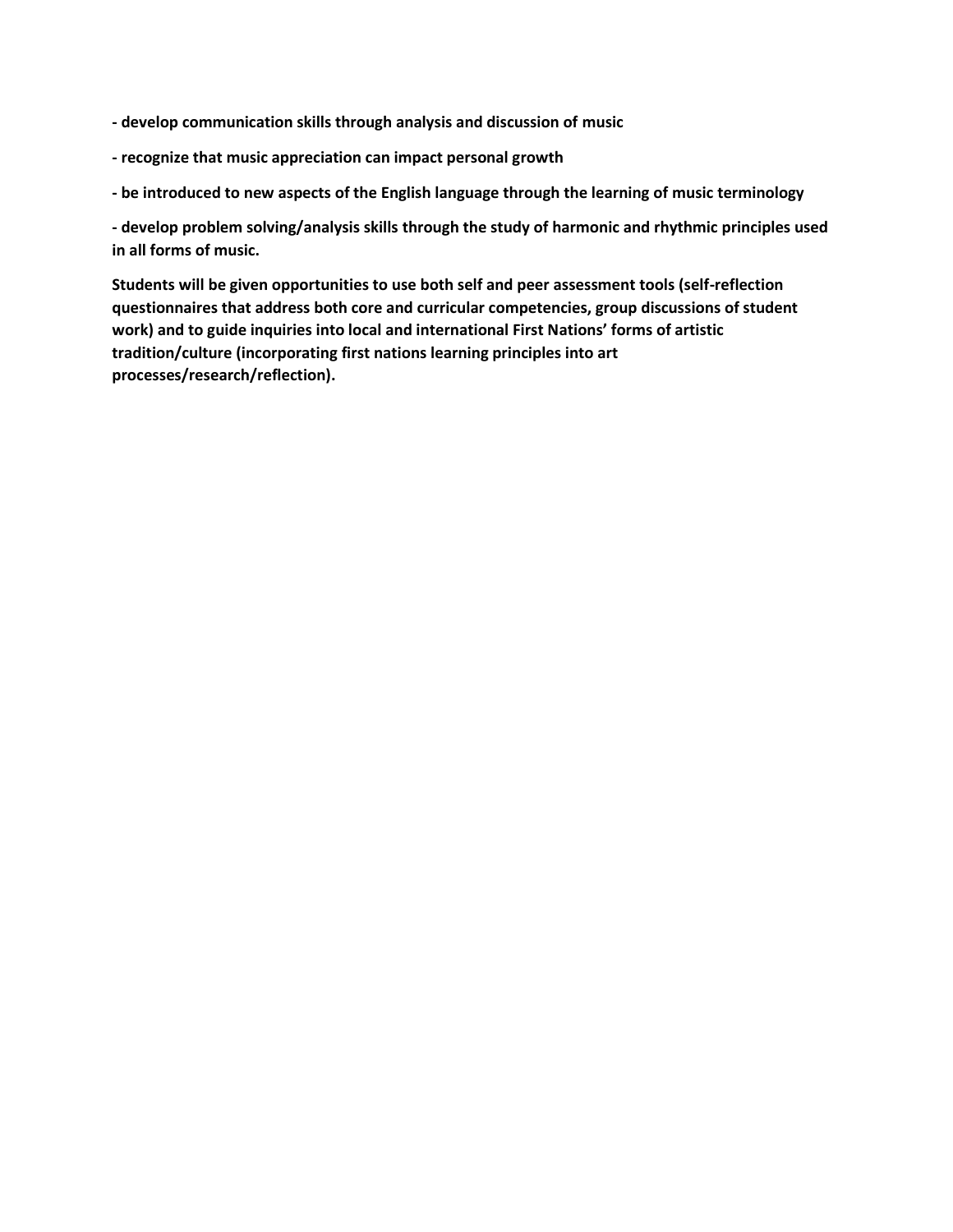**- develop communication skills through analysis and discussion of music**

**- recognize that music appreciation can impact personal growth**

**- be introduced to new aspects of the English language through the learning of music terminology**

**- develop problem solving/analysis skills through the study of harmonic and rhythmic principles used in all forms of music.**

**Students will be given opportunities to use both self and peer assessment tools (self-reflection questionnaires that address both core and curricular competencies, group discussions of student work) and to guide inquiries into local and international First Nations' forms of artistic tradition/culture (incorporating first nations learning principles into art processes/research/reflection).**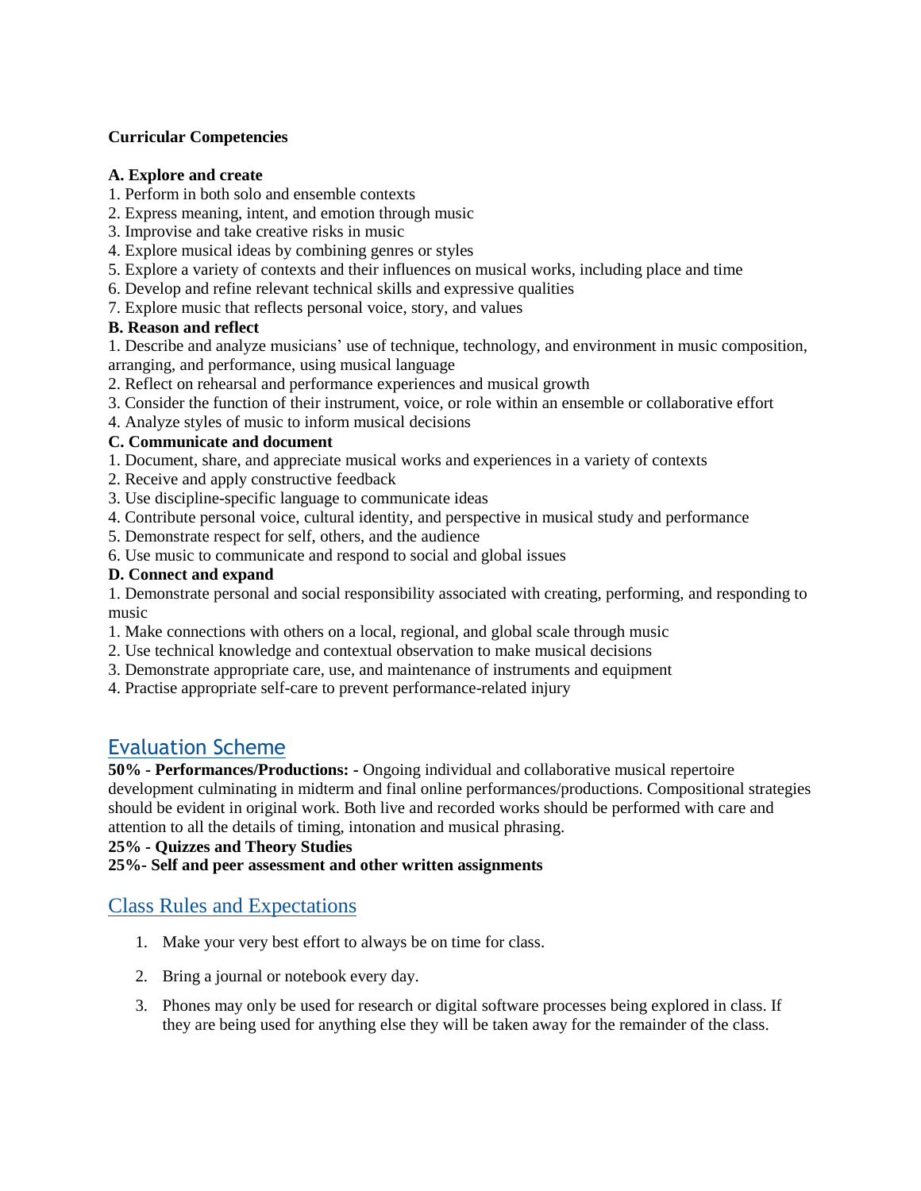**Curricular Competencies**

**A. Explore and create**

1. Perform in both solo and ensemble contexts
2. Express meaning, intent, and emotion through music
3. Improvise and take creative risks in music
4. Explore musical ideas by combining genres or styles
5. Explore a variety of contexts and their influences on musical works, including place and time
6. Develop and refine relevant technical skills and expressive qualities
7. Explore music that reflects personal voice, story, and values

**B. Reason and reflect**

1. Describe and analyze musicians' use of technique, technology, and environment in music composition, arranging, and performance, using musical language
2. Reflect on rehearsal and performance experiences and musical growth
3. Consider the function of their instrument, voice, or role within an ensemble or collaborative effort
4. Analyze styles of music to inform musical decisions

**C. Communicate and document**

1. Document, share, and appreciate musical works and experiences in a variety of contexts
2. Receive and apply constructive feedback
3. Use discipline-specific language to communicate ideas
4. Contribute personal voice, cultural identity, and perspective in musical study and performance
5. Demonstrate respect for self, others, and the audience
6. Use music to communicate and respond to social and global issues

**D. Connect and expand**

1. Demonstrate personal and social responsibility associated with creating, performing, and responding to music

1. Make connections with others on a local, regional, and global scale through music
2. Use technical knowledge and contextual observation to make musical decisions
3. Demonstrate appropriate care, use, and maintenance of instruments and equipment
4. Practise appropriate self-care to prevent performance-related injury

## Evaluation Scheme

**50% - Performances/Productions: -** Ongoing individual and collaborative musical repertoire development culminating in midterm and final online performances/productions. Compositional strategies should be evident in original work. Both live and recorded works should be performed with care and attention to all the details of timing, intonation and musical phrasing.

**25% - Quizzes and Theory Studies**

**25%- Self and peer assessment and other written assignments**

## Class Rules and Expectations

1. Make your very best effort to always be on time for class.
2. Bring a journal or notebook every day.
3. Phones may only be used for research or digital software processes being explored in class. If they are being used for anything else they will be taken away for the remainder of the class.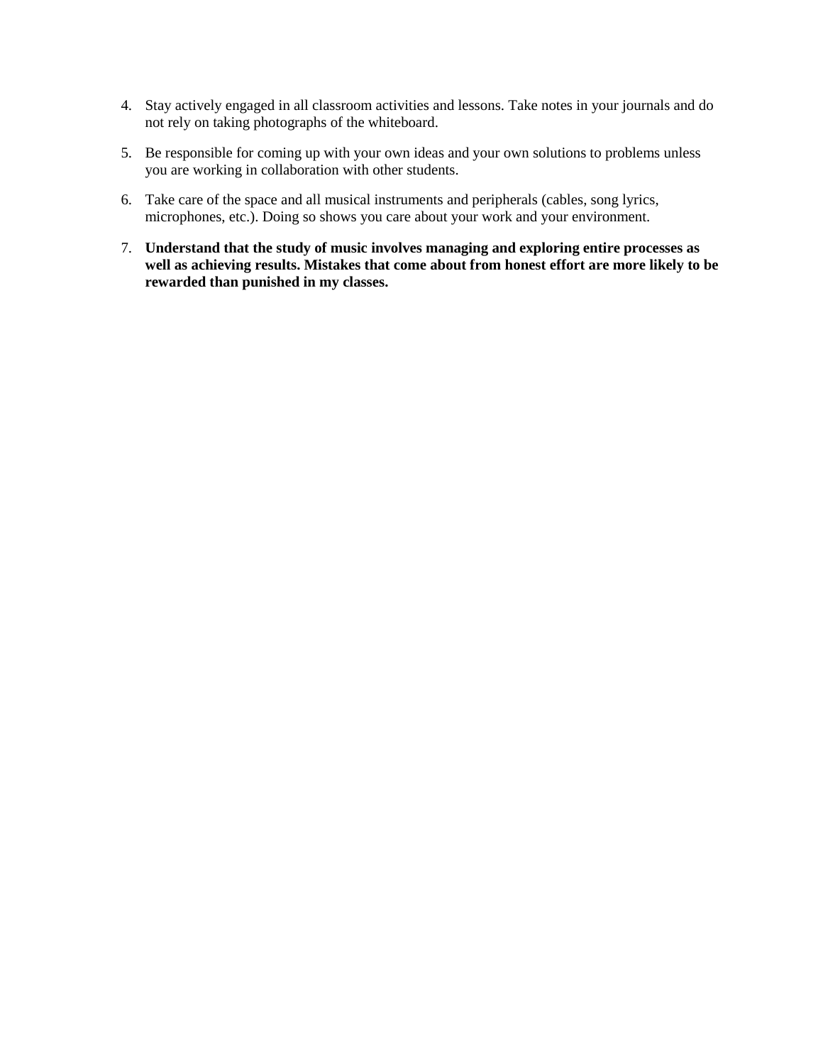4. Stay actively engaged in all classroom activities and lessons. Take notes in your journals and do not rely on taking photographs of the whiteboard.

5. Be responsible for coming up with your own ideas and your own solutions to problems unless you are working in collaboration with other students.

6. Take care of the space and all musical instruments and peripherals (cables, song lyrics, microphones, etc.). Doing so shows you care about your work and your environment.

7. **Understand that the study of music involves managing and exploring entire processes as well as achieving results. Mistakes that come about from honest effort are more likely to be rewarded than punished in my classes.**